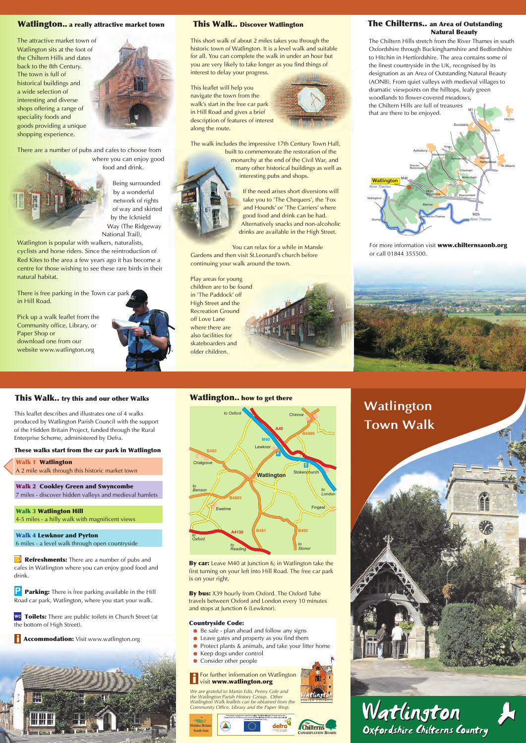## Watlington.. a really attractive market town

The attractive market town of Watlington sits at the foot of the Chiltern Hills and dates back to the 8th Century. The town is full of historical buildings and a wide selection of interesting and diverse shops offering a range of speciality foods and goods providing a unique shopping experience.

There are a number of pubs and cafes to choose from where you can enjoy good food and drink.

Being surrounded by a wonderful network of rights of way and skirted by the Icknield Way (The Ridgeway National Trail), Watlington is popular with walkers, naturalists, cyclists and horse riders. Since the reintroduction of Red Kites to the area a few years ago it has become a centre for those wishing to see these rare birds in their natural habitat.

There is free parking in the Town car park in Hill Road.

Pick up a walk leaflet from the Community office, Library, or Paper Shop or download one from our website www.watlington.org

## This Walk.. Discover Watlington

This short walk of about 2 miles takes you through the historic town of Watlington. It is a level walk and suitable for all. You can complete the walk in under an hour but you are very likely to take longer as you find things of interest to delay your progress.

This leaflet will help you navigate the town from the walk's start in the free car park in Hill Road and gives a brief description of features of interest along the route.

The walk includes the impressive 17th Century Town Hall, built to commemorate the restoration of the monarchy at the end of the Civil War, and many other historical buildings as well as interesting pubs and shops.

If the need arises short diversions will take you to 'The Chequers', the 'Fox and Hounds' or 'The Carriers' where good food and drink can be had. Alternatively snacks and non-alcoholic drinks are available in the High Street.

You can relax for a while in Mansle Gardens and then visit St.Leonard's church before continuing your walk around the town.

Play areas for young children are to be found in 'The Paddock' off High Street and the Recreation Ground off Love Lane where there are also facilities for skateboarders and older children.

## The Chilterns.. an Area of Outstanding Natural Beauty

The Chiltern Hills stretch from the River Thames in south Oxfordshire through Buckinghamshire and Bedfordshire to Hitchin in Hertfordshire. The area contains some of the finest countryside in the UK, recognised by its designation as an Area of Outstanding Natural Beauty (AONB). From quiet valleys with medieval villages to dramatic viewpoints on the hilltops, leafy green woodlands to flower-covered meadows, the Chiltern Hills are full of treasures that are there to be enjoyed.

For more information visit **www.chilternsaonb.org** or call 01844 355500.

## This Walk.. try this and our other Walks

This leaflet describes and illustrates one of 4 walks produced by Watlington Parish Council with the support of the Hidden Britain Project, funded through the Rural Enterprise Scheme, administered by Defra.

**These walks start from the car park in Watlington**

**Walk 1 Watlington**
A 2 mile walk through this historic market town

**Walk 2 Cookley Green and Swyncombe**
7 miles - discover hidden valleys and medieval hamlets

**Walk 3 Watlington Hill**
4-5 miles - a hilly walk with magnificent views

**Walk 4 Lewknor and Pyrton**
6 miles - a level walk through open countryside

**Refreshments:** There are a number of pubs and cafes in Watlington where you can enjoy good food and drink.

**Parking:** There is free parking available in the Hill Road car park, Watlington, where you start your walk.

**Toilets:** There are public toilets in Church Street (at the bottom of High Street).

**Accommodation:** Visit www.watlington.org

## Watlington.. how to get there

**By car:** Leave M40 at Junction 6; in Watlington take the first turning on your left into Hill Road. The free car park is on your right.

**By bus:** X39 hourly from Oxford. The Oxford Tube travels between Oxford and London every 10 minutes and stops at Junction 6 (Lewknor).

**Countryside Code:**

- Be safe - plan ahead and follow any signs
- Leave gates and property as you find them
- Protect plants & animals, and take your litter home
- Keep dogs under control
- Consider other people

For further information on Watlington visit **www.watlington.org**

*We are grateful to Martin Edis, Penny Cole and the Watlington Parish History Group. Other Watlington Walk leaflets can be obtained from the Community Office, Library and the Paper Shop.*

# Watlington Town Walk

Watlington
Oxfordshire Chilterns Country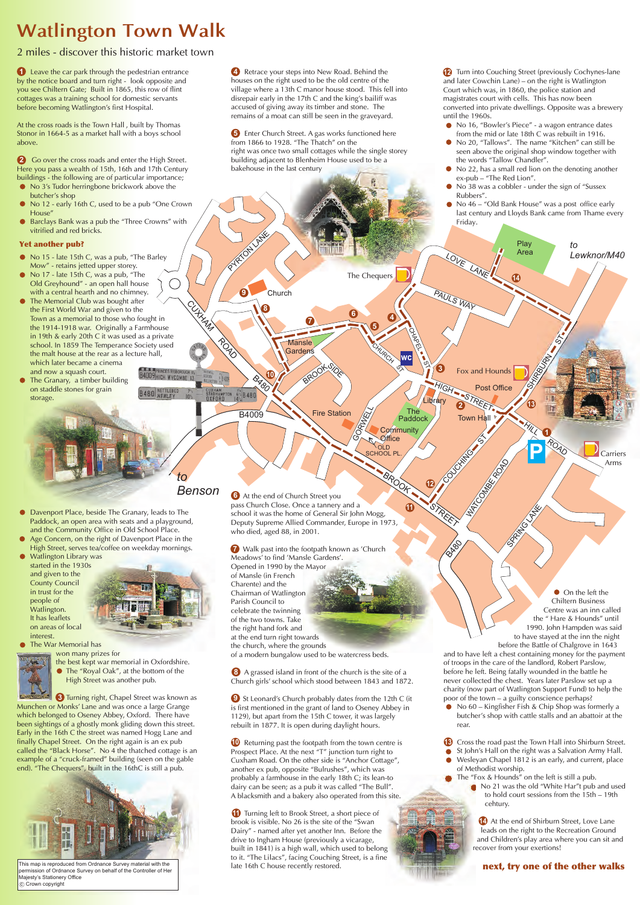# Watlington Town Walk

## 2 miles - discover this historic market town

**1** Leave the car park through the pedestrian entrance by the notice board and turn right - look opposite and you see Chiltern Gate; Built in 1865, this row of flint cottages was a training school for domestic servants before becoming Watlington's first Hospital.

At the cross roads is the Town Hall , built by Thomas Stonor in 1664-5 as a market hall with a boys school above.

**2** Go over the cross roads and enter the High Street. Here you pass a wealth of 15th, 16th and 17th Century buildings - the following are of particular importance;

- No 3's Tudor herringbone brickwork above the butcher's shop
- No 12 - early 16th C, used to be a pub "One Crown House"
- Barclays Bank was a pub the "Three Crowns" with vitrified and red bricks.

### Yet another pub?

- No 15 - late 15th C, was a pub, "The Barley Mow" - retains jetted upper storey.
- No 17 - late 15th C, was a pub, "The Old Greyhound" - an open hall house with a central hearth and no chimney.
- The Memorial Club was bought after the First World War and given to the Town as a memorial to those who fought in the 1914-1918 war. Originally a Farmhouse in 19th & early 20th C it was used as a private school. In 1859 The Temperance Society used the malt house at the rear as a lecture hall, which later became a cinema and now a squash court.
- The Granary, a timber building on staddle stones for grain storage.
- Davenport Place, beside The Granary, leads to The Paddock, an open area with seats and a playground, and the Community Office in Old School Place.
- Age Concern, on the right of Davenport Place in the High Street, serves tea/coffee on weekday mornings.
- Watlington Library was started in the 1930s and given to the County Council in trust for the people of Watlington. It has leaflets on areas of local interest.
- The War Memorial has won many prizes for the best kept war memorial in Oxfordshire.
- The "Royal Oak", at the bottom of the High Street was another pub.

**3** Turning right, Chapel Street was known as Munchen or Monks' Lane and was once a large Grange which belonged to Oseney Abbey, Oxford. There have been sightings of a ghostly monk gliding down this street. Early in the 16th C the street was named Hogg Lane and finally Chapel Street. On the right again is an ex pub called the "Black Horse". No 4 the thatched cottage is an example of a "cruck-framed" building (seen on the gable end). "The Chequers", built in the 16thC is still a pub.

**4** Retrace your steps into New Road. Behind the houses on the right used to be the old centre of the village where a 13th C manor house stood. This fell into disrepair early in the 17th C and the king's bailiff was accused of giving away its timber and stone. The remains of a moat can still be seen in the graveyard.

**5** Enter Church Street. A gas works functioned here from 1866 to 1928. "The Thatch" on the right was once two small cottages while the single storey building adjacent to Blenheim House used to be a bakehouse in the last century

**6** At the end of Church Street you pass Church Close. Once a tannery and a school it was the home of General Sir John Mogg, Deputy Supreme Allied Commander, Europe in 1973, who died, aged 88, in 2001.

**7** Walk past into the footpath known as 'Church Meadows' to find 'Mansle Gardens'. Opened in 1990 by the Mayor of Mansle (in French Charente) and the Chairman of Watlington Parish Council to celebrate the twinning of the two towns. Take the right hand fork and at the end turn right towards the church, where the grounds of a modern bungalow used to be watercress beds.

**8** A grassed island in front of the church is the site of a Church girls' school which stood between 1843 and 1872.

**9** St Leonard's Church probably dates from the 12th C (it is first mentioned in the grant of land to Oseney Abbey in 1129), but apart from the 15th C tower, it was largely rebuilt in 1877. It is open during daylight hours.

**10** Returning past the footpath from the town centre is Prospect Place. At the next "T" junction turn right to Cuxham Road. On the other side is "Anchor Cottage", another ex pub, opposite "Bulrushes", which was probably a farmhouse in the early 18th C; its lean-to dairy can be seen; as a pub it was called "The Bull". A blacksmith and a bakery also operated from this site.

**11** Turning left to Brook Street, a short piece of brook is visible. No 26 is the site of the "Swan Dairy" - named after yet another Inn. Before the drive to Ingham House (previously a vicarage, built in 1841) is a high wall, which used to belong to it. "The Lilacs", facing Couching Street, is a fine late 16th C house recently restored.

**12** Turn into Couching Street (previously Cochynes-lane and later Cowchin Lane) – on the right is Watlington Court which was, in 1860, the police station and magistrates court with cells. This has now been converted into private dwellings. Opposite was a brewery until the 1960s.

- No 16, "Bowler's Piece" - a wagon entrance dates from the mid or late 18th C was rebuilt in 1916.
- No 20, "Tallows". The name "Kitchen" can still be seen above the original shop window together with the words "Tallow Chandler".
- No 22, has a small red lion on the denoting another ex-pub – "The Red Lion".
- No 38 was a cobbler - under the sign of "Sussex Rubbers".
- No 46 – "Old Bank House" was a post office early last century and Lloyds Bank came from Thame every Friday.
- On the left the Chiltern Business Centre was an inn called the " Hare & Hounds" until 1990. John Hampden was said to have stayed at the inn the night before the Battle of Chalgrove in 1643 and to have left a chest containing money for the payment of troops in the care of the landlord, Robert Parslow, before he left. Being fatally wounded in the battle he never collected the chest. Years later Parslow set up a charity (now part of Watlington Support Fund) to help the poor of the town – a guilty conscience perhaps?
- No 60 – Kingfisher Fish & Chip Shop was formerly a butcher's shop with cattle stalls and an abattoir at the rear.

**13** Cross the road past the Town Hall into Shirburn Street.

- St John's Hall on the right was a Salvation Army Hall.
- Wesleyan Chapel 1812 is an early, and current, place of Methodist worship.
- The "Fox & Hounds" on the left is still a pub.
- No 21 was the old "White Har"t pub and used to hold court sessions from the 15th – 19th cehtury.

**14** At the end of Shirburn Street, Love Lane leads on the right to the Recreation Ground and Children's play area where you can sit and recover from your exertions!

**next, try one of the other walks**

This map is reproduced from Ordnance Survey material with the permission of Ordnance Survey on behalf of the Controller of Her Majesty's Stationery Office
© Crown copyright